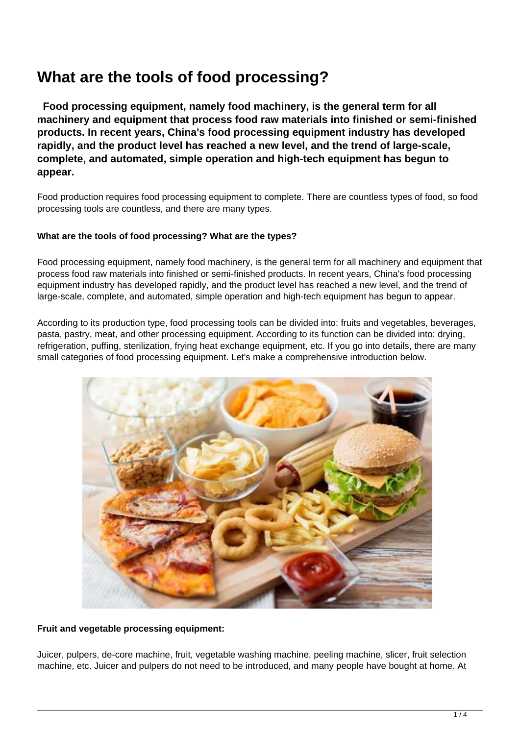# What are the tools of food processing?

**Food processing equipment, namely food machinery, is the general term for all machinery and equipment that process food raw materials into finished or semi-finished products. In recent years, China's food processing equipment industry has developed rapidly, and the product level has reached a new level, and the trend of large-scale, complete, and automated, simple operation and high-tech equipment has begun to appear.**

Food production requires food processing equipment to complete. There are countless types of food, so food processing tools are countless, and there are many types.

**What are the tools of food processing? What are the types?**

Food processing equipment, namely food machinery, is the general term for all machinery and equipment that process food raw materials into finished or semi-finished products. In recent years, China's food processing equipment industry has developed rapidly, and the product level has reached a new level, and the trend of large-scale, complete, and automated, simple operation and high-tech equipment has begun to appear.

According to its production type, food processing tools can be divided into: fruits and vegetables, beverages, pasta, pastry, meat, and other processing equipment. According to its function can be divided into: drying, refrigeration, puffing, sterilization, frying heat exchange equipment, etc. If you go into details, there are many small categories of food processing equipment. Let's make a comprehensive introduction below.

**Fruit and vegetable processing equipment:**

Juicer, pulpers, de-core machine, fruit, vegetable washing machine, peeling machine, slicer, fruit selection machine, etc. Juicer and pulpers do not need to be introduced, and many people have bought at home. At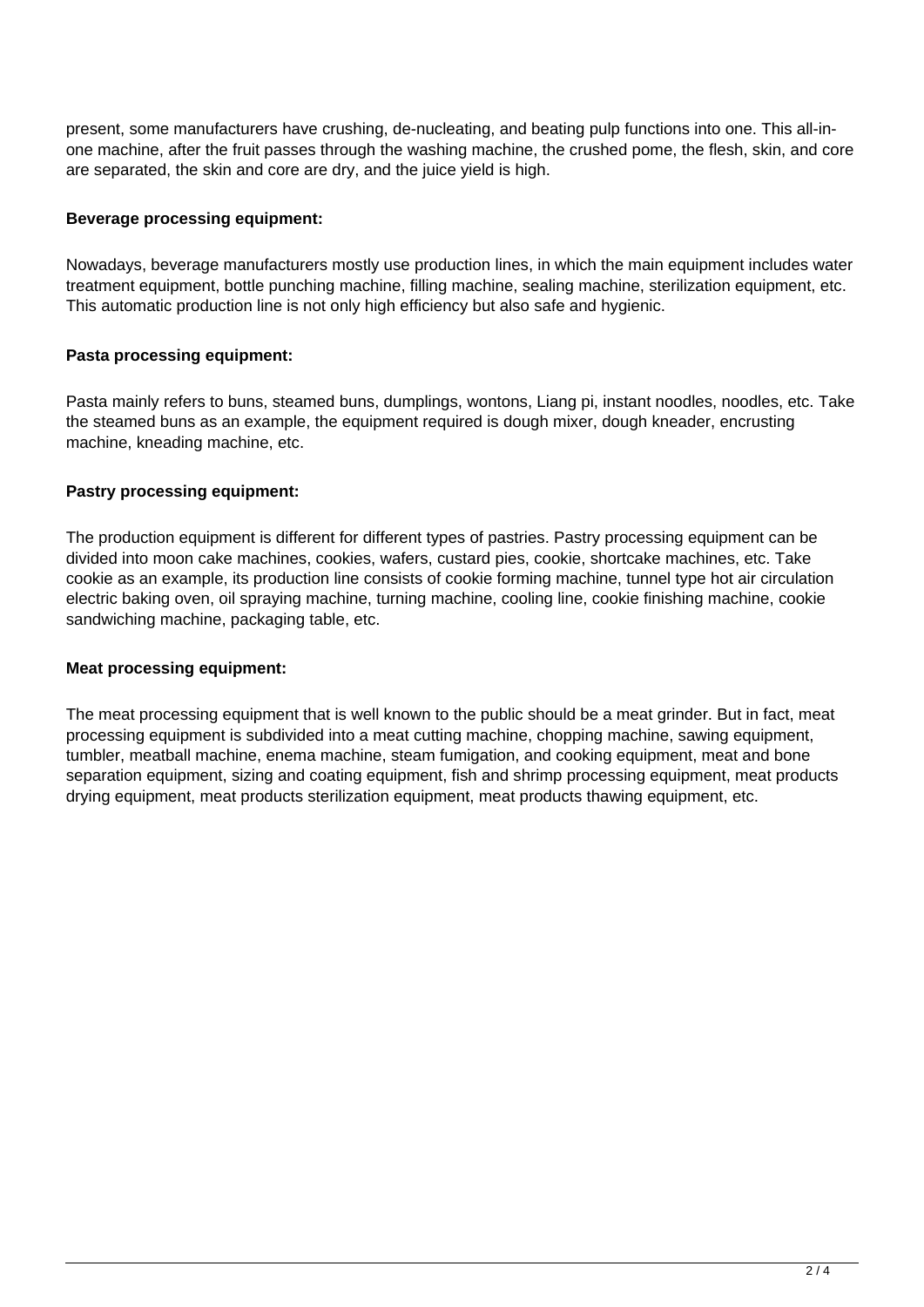present, some manufacturers have crushing, de-nucleating, and beating pulp functions into one. This all-in-one machine, after the fruit passes through the washing machine, the crushed pome, the flesh, skin, and core are separated, the skin and core are dry, and the juice yield is high.

**Beverage processing equipment:**

Nowadays, beverage manufacturers mostly use production lines, in which the main equipment includes water treatment equipment, bottle punching machine, filling machine, sealing machine, sterilization equipment, etc. This automatic production line is not only high efficiency but also safe and hygienic.

**Pasta processing equipment:**

Pasta mainly refers to buns, steamed buns, dumplings, wontons, Liang pi, instant noodles, noodles, etc. Take the steamed buns as an example, the equipment required is dough mixer, dough kneader, encrusting machine, kneading machine, etc.

**Pastry processing equipment:**

The production equipment is different for different types of pastries. Pastry processing equipment can be divided into moon cake machines, cookies, wafers, custard pies, cookie, shortcake machines, etc. Take cookie as an example, its production line consists of cookie forming machine, tunnel type hot air circulation electric baking oven, oil spraying machine, turning machine, cooling line, cookie finishing machine, cookie sandwiching machine, packaging table, etc.

**Meat processing equipment:**

The meat processing equipment that is well known to the public should be a meat grinder. But in fact, meat processing equipment is subdivided into a meat cutting machine, chopping machine, sawing equipment, tumbler, meatball machine, enema machine, steam fumigation, and cooking equipment, meat and bone separation equipment, sizing and coating equipment, fish and shrimp processing equipment, meat products drying equipment, meat products sterilization equipment, meat products thawing equipment, etc.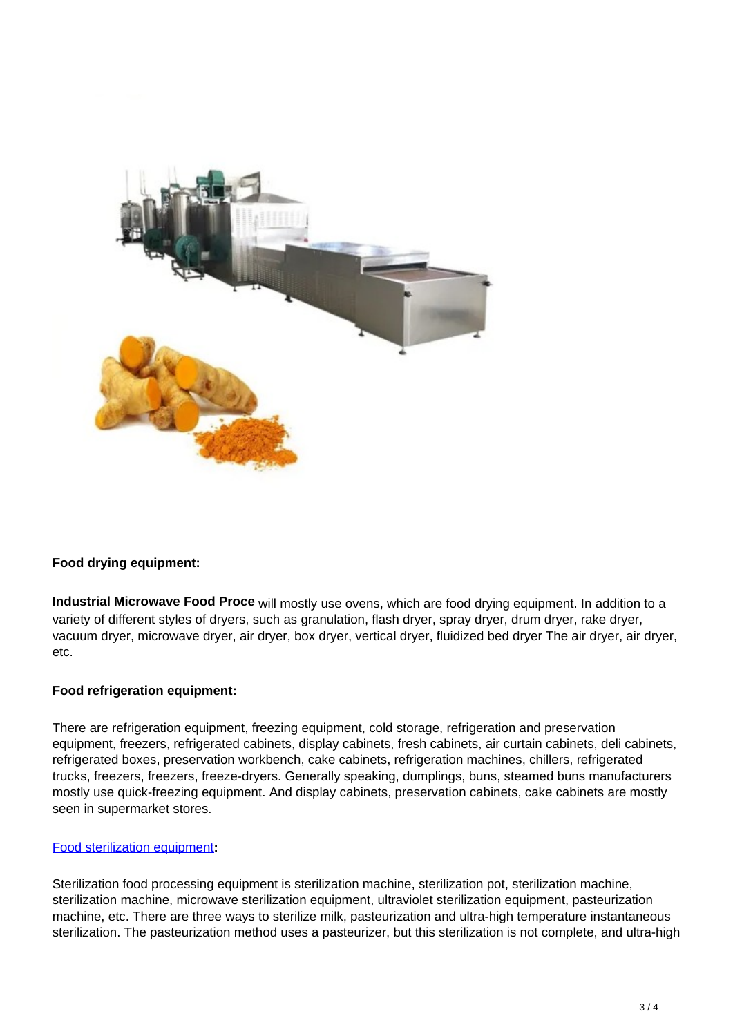**Food drying equipment:**

**Industrial Microwave Food Proce** will mostly use ovens, which are food drying equipment. In addition to a variety of different styles of dryers, such as granulation, flash dryer, spray dryer, drum dryer, rake dryer, vacuum dryer, microwave dryer, air dryer, box dryer, vertical dryer, fluidized bed dryer The air dryer, air dryer, etc.

**Food refrigeration equipment:**

There are refrigeration equipment, freezing equipment, cold storage, refrigeration and preservation equipment, freezers, refrigerated cabinets, display cabinets, fresh cabinets, air curtain cabinets, deli cabinets, refrigerated boxes, preservation workbench, cake cabinets, refrigeration machines, chillers, refrigerated trucks, freezers, freezers, freeze-dryers. Generally speaking, dumplings, buns, steamed buns manufacturers mostly use quick-freezing equipment. And display cabinets, preservation cabinets, cake cabinets are mostly seen in supermarket stores.

**Food sterilization equipment:**

Sterilization food processing equipment is sterilization machine, sterilization pot, sterilization machine, sterilization machine, microwave sterilization equipment, ultraviolet sterilization equipment, pasteurization machine, etc. There are three ways to sterilize milk, pasteurization and ultra-high temperature instantaneous sterilization. The pasteurization method uses a pasteurizer, but this sterilization is not complete, and ultra-high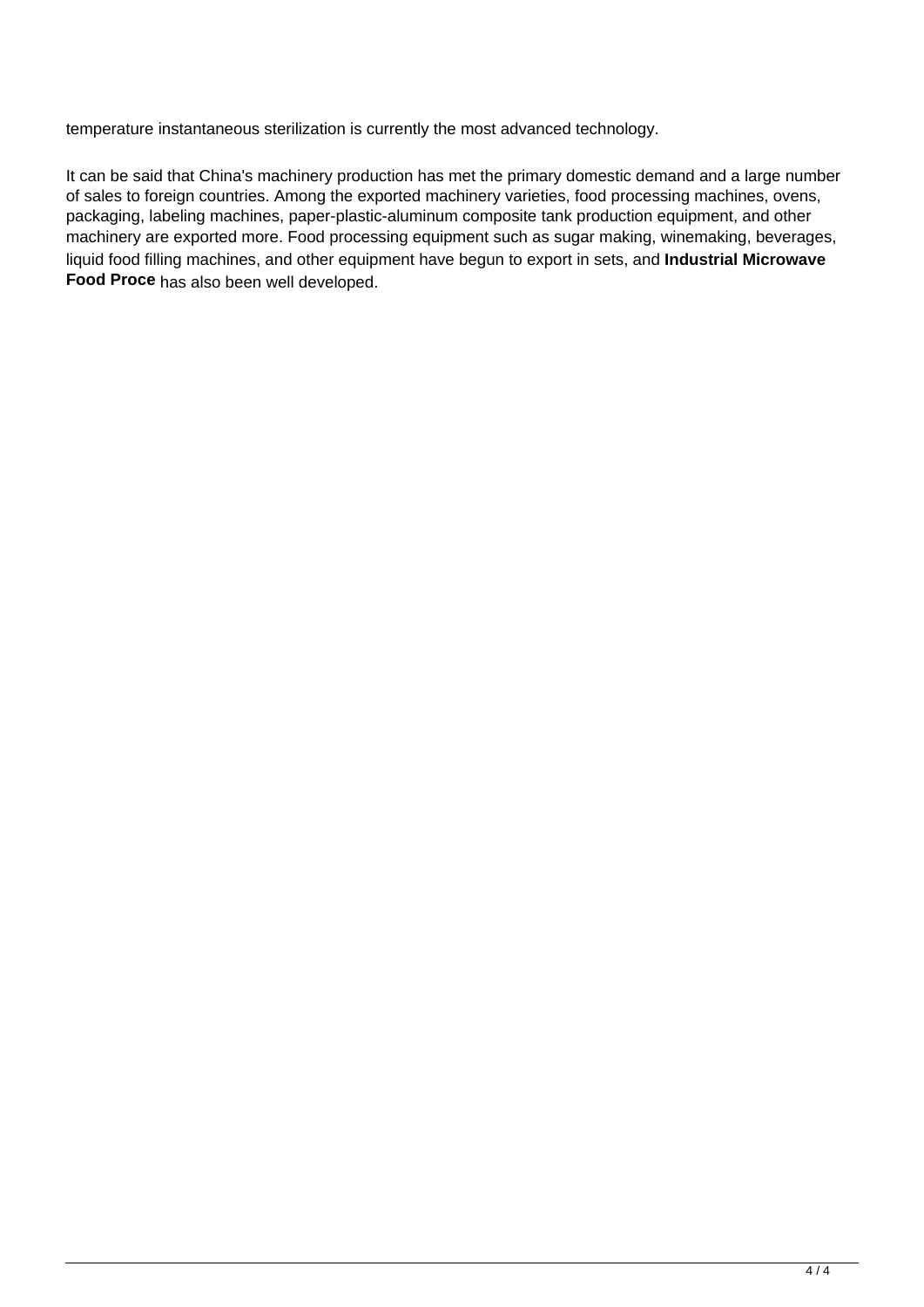temperature instantaneous sterilization is currently the most advanced technology.

It can be said that China's machinery production has met the primary domestic demand and a large number of sales to foreign countries. Among the exported machinery varieties, food processing machines, ovens, packaging, labeling machines, paper-plastic-aluminum composite tank production equipment, and other machinery are exported more. Food processing equipment such as sugar making, winemaking, beverages, liquid food filling machines, and other equipment have begun to export in sets, and **Industrial Microwave Food Proce** has also been well developed.